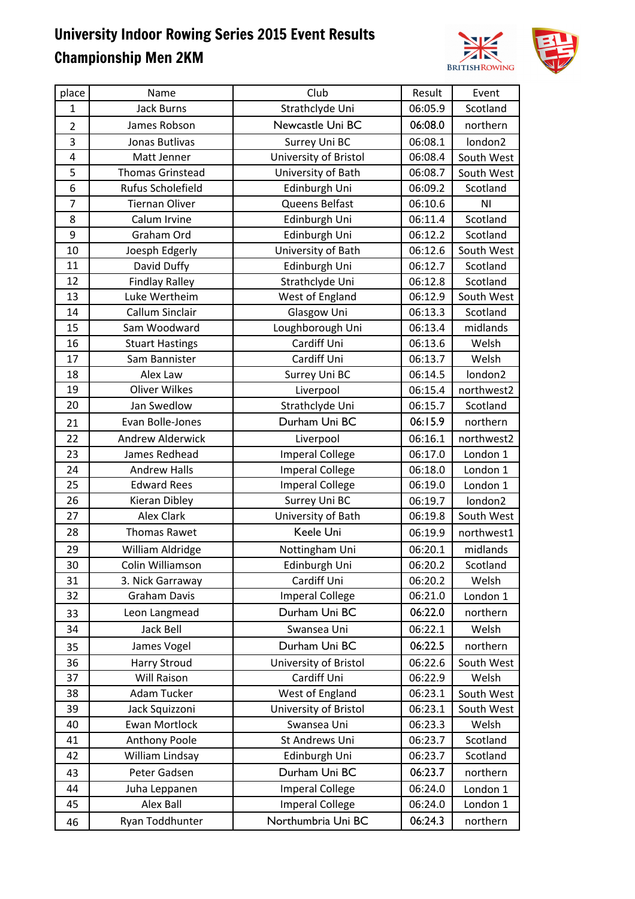# University Indoor Rowing Series 2015 Event Results
## Championship Men 2KM

| place | Name | Club | Result | Event |
|---|---|---|---|---|
| 1 | Jack Burns | Strathclyde Uni | 06:05.9 | Scotland |
| 2 | James Robson | Newcastle Uni BC | 06:08.0 | northern |
| 3 | Jonas Butlivas | Surrey Uni BC | 06:08.1 | london2 |
| 4 | Matt Jenner | University of Bristol | 06:08.4 | South West |
| 5 | Thomas Grinstead | University of Bath | 06:08.7 | South West |
| 6 | Rufus Scholefield | Edinburgh Uni | 06:09.2 | Scotland |
| 7 | Tiernan Oliver | Queens Belfast | 06:10.6 | NI |
| 8 | Calum Irvine | Edinburgh Uni | 06:11.4 | Scotland |
| 9 | Graham Ord | Edinburgh Uni | 06:12.2 | Scotland |
| 10 | Joesph Edgerly | University of Bath | 06:12.6 | South West |
| 11 | David Duffy | Edinburgh Uni | 06:12.7 | Scotland |
| 12 | Findlay Ralley | Strathclyde Uni | 06:12.8 | Scotland |
| 13 | Luke Wertheim | West of England | 06:12.9 | South West |
| 14 | Callum Sinclair | Glasgow Uni | 06:13.3 | Scotland |
| 15 | Sam Woodward | Loughborough Uni | 06:13.4 | midlands |
| 16 | Stuart Hastings | Cardiff Uni | 06:13.6 | Welsh |
| 17 | Sam Bannister | Cardiff Uni | 06:13.7 | Welsh |
| 18 | Alex Law | Surrey Uni BC | 06:14.5 | london2 |
| 19 | Oliver Wilkes | Liverpool | 06:15.4 | northwest2 |
| 20 | Jan Swedlow | Strathclyde Uni | 06:15.7 | Scotland |
| 21 | Evan Bolle-Jones | Durham Uni BC | 06:15.9 | northern |
| 22 | Andrew Alderwick | Liverpool | 06:16.1 | northwest2 |
| 23 | James Redhead | Imperal College | 06:17.0 | London 1 |
| 24 | Andrew Halls | Imperal College | 06:18.0 | London 1 |
| 25 | Edward Rees | Imperal College | 06:19.0 | London 1 |
| 26 | Kieran Dibley | Surrey Uni BC | 06:19.7 | london2 |
| 27 | Alex Clark | University of Bath | 06:19.8 | South West |
| 28 | Thomas Rawet | Keele Uni | 06:19.9 | northwest1 |
| 29 | William Aldridge | Nottingham Uni | 06:20.1 | midlands |
| 30 | Colin Williamson | Edinburgh Uni | 06:20.2 | Scotland |
| 31 | 3. Nick Garraway | Cardiff Uni | 06:20.2 | Welsh |
| 32 | Graham Davis | Imperal College | 06:21.0 | London 1 |
| 33 | Leon Langmead | Durham Uni BC | 06:22.0 | northern |
| 34 | Jack Bell | Swansea Uni | 06:22.1 | Welsh |
| 35 | James Vogel | Durham Uni BC | 06:22.5 | northern |
| 36 | Harry Stroud | University of Bristol | 06:22.6 | South West |
| 37 | Will Raison | Cardiff Uni | 06:22.9 | Welsh |
| 38 | Adam Tucker | West of England | 06:23.1 | South West |
| 39 | Jack Squizzoni | University of Bristol | 06:23.1 | South West |
| 40 | Ewan Mortlock | Swansea Uni | 06:23.3 | Welsh |
| 41 | Anthony Poole | St Andrews Uni | 06:23.7 | Scotland |
| 42 | William Lindsay | Edinburgh Uni | 06:23.7 | Scotland |
| 43 | Peter Gadsen | Durham Uni BC | 06:23.7 | northern |
| 44 | Juha Leppanen | Imperal College | 06:24.0 | London 1 |
| 45 | Alex Ball | Imperal College | 06:24.0 | London 1 |
| 46 | Ryan Toddhunter | Northumbria Uni BC | 06:24.3 | northern |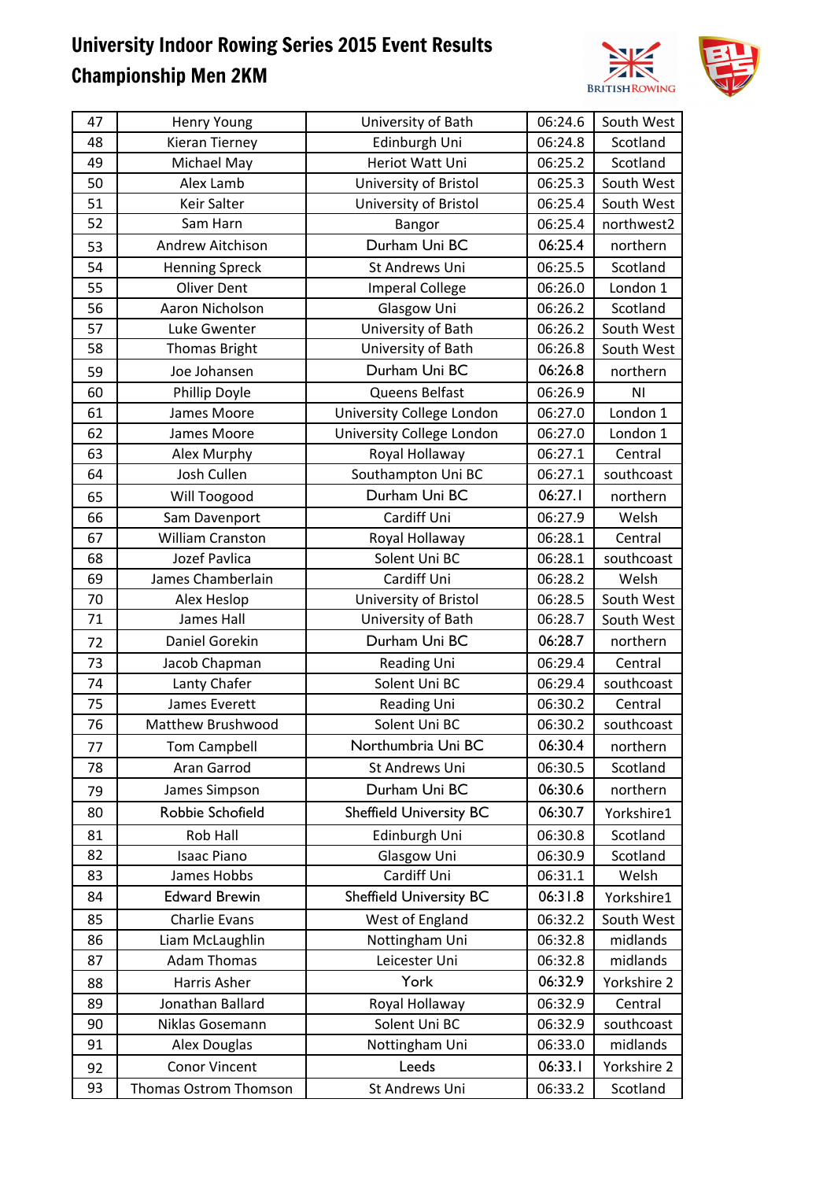# University Indoor Rowing Series 2015 Event Results
## Championship Men 2KM

| 47 | Henry Young | University of Bath | 06:24.6 | South West |
|---|---|---|---|---|
| 48 | Kieran Tierney | Edinburgh Uni | 06:24.8 | Scotland |
| 49 | Michael May | Heriot Watt Uni | 06:25.2 | Scotland |
| 50 | Alex Lamb | University of Bristol | 06:25.3 | South West |
| 51 | Keir Salter | University of Bristol | 06:25.4 | South West |
| 52 | Sam Harn | Bangor | 06:25.4 | northwest2 |
| 53 | Andrew Aitchison | Durham Uni BC | 06:25.4 | northern |
| 54 | Henning Spreck | St Andrews Uni | 06:25.5 | Scotland |
| 55 | Oliver Dent | Imperal College | 06:26.0 | London 1 |
| 56 | Aaron Nicholson | Glasgow Uni | 06:26.2 | Scotland |
| 57 | Luke Gwenter | University of Bath | 06:26.2 | South West |
| 58 | Thomas Bright | University of Bath | 06:26.8 | South West |
| 59 | Joe Johansen | Durham Uni BC | 06:26.8 | northern |
| 60 | Phillip Doyle | Queens Belfast | 06:26.9 | NI |
| 61 | James Moore | University College London | 06:27.0 | London 1 |
| 62 | James Moore | University College London | 06:27.0 | London 1 |
| 63 | Alex Murphy | Royal Hollaway | 06:27.1 | Central |
| 64 | Josh Cullen | Southampton Uni BC | 06:27.1 | southcoast |
| 65 | Will Toogood | Durham Uni BC | 06:27.1 | northern |
| 66 | Sam Davenport | Cardiff Uni | 06:27.9 | Welsh |
| 67 | William Cranston | Royal Hollaway | 06:28.1 | Central |
| 68 | Jozef Pavlica | Solent Uni BC | 06:28.1 | southcoast |
| 69 | James Chamberlain | Cardiff Uni | 06:28.2 | Welsh |
| 70 | Alex Heslop | University of Bristol | 06:28.5 | South West |
| 71 | James Hall | University of Bath | 06:28.7 | South West |
| 72 | Daniel Gorekin | Durham Uni BC | 06:28.7 | northern |
| 73 | Jacob Chapman | Reading Uni | 06:29.4 | Central |
| 74 | Lanty Chafer | Solent Uni BC | 06:29.4 | southcoast |
| 75 | James Everett | Reading Uni | 06:30.2 | Central |
| 76 | Matthew Brushwood | Solent Uni BC | 06:30.2 | southcoast |
| 77 | Tom Campbell | Northumbria Uni BC | 06:30.4 | northern |
| 78 | Aran Garrod | St Andrews Uni | 06:30.5 | Scotland |
| 79 | James Simpson | Durham Uni BC | 06:30.6 | northern |
| 80 | Robbie Schofield | Sheffield University BC | 06:30.7 | Yorkshire1 |
| 81 | Rob Hall | Edinburgh Uni | 06:30.8 | Scotland |
| 82 | Isaac Piano | Glasgow Uni | 06:30.9 | Scotland |
| 83 | James Hobbs | Cardiff Uni | 06:31.1 | Welsh |
| 84 | Edward Brewin | Sheffield University BC | 06:31.8 | Yorkshire1 |
| 85 | Charlie Evans | West of England | 06:32.2 | South West |
| 86 | Liam McLaughlin | Nottingham Uni | 06:32.8 | midlands |
| 87 | Adam Thomas | Leicester Uni | 06:32.8 | midlands |
| 88 | Harris Asher | York | 06:32.9 | Yorkshire 2 |
| 89 | Jonathan Ballard | Royal Hollaway | 06:32.9 | Central |
| 90 | Niklas Gosemann | Solent Uni BC | 06:32.9 | southcoast |
| 91 | Alex Douglas | Nottingham Uni | 06:33.0 | midlands |
| 92 | Conor Vincent | Leeds | 06:33.1 | Yorkshire 2 |
| 93 | Thomas Ostrom Thomson | St Andrews Uni | 06:33.2 | Scotland |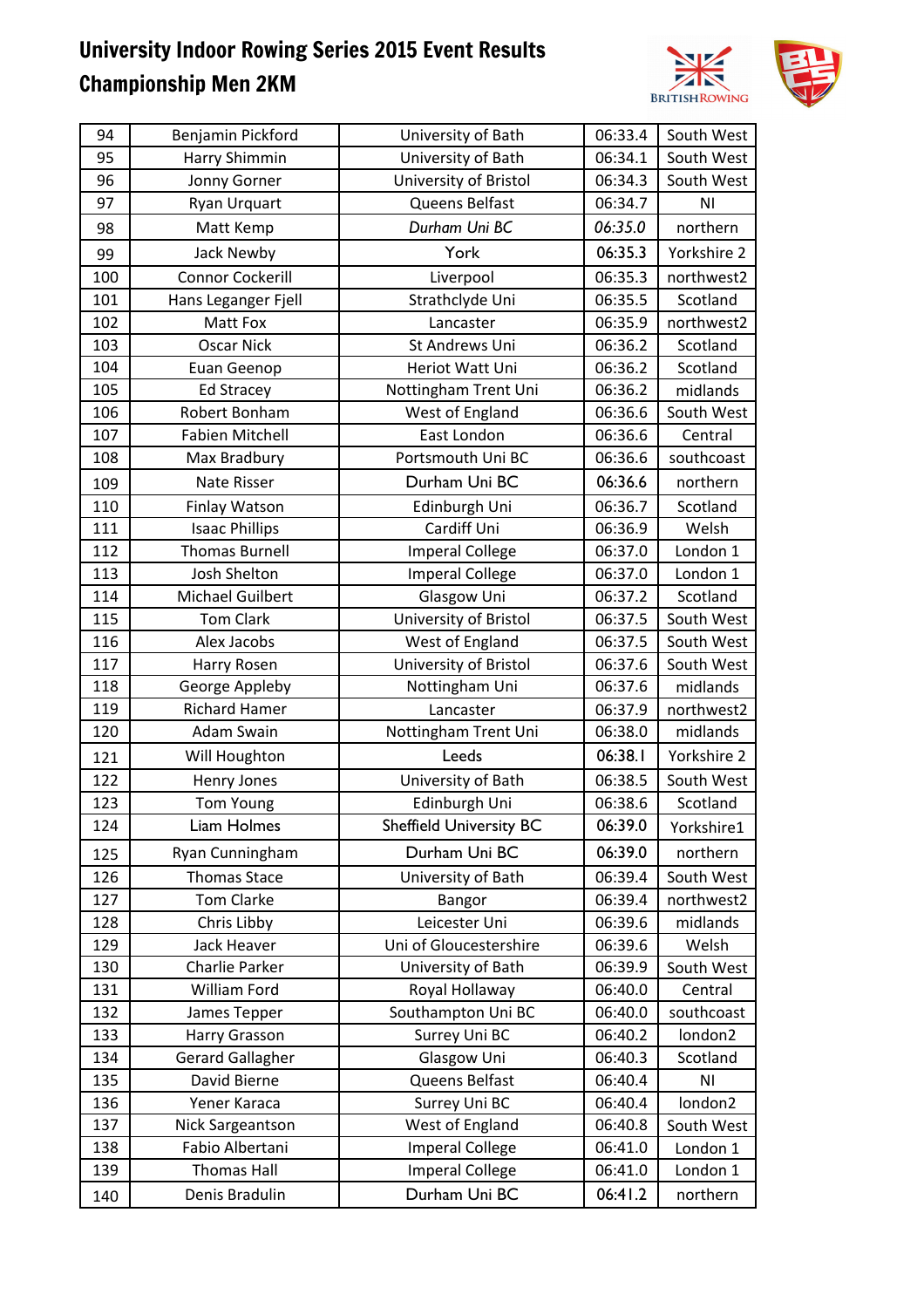# University Indoor Rowing Series 2015 Event Results

## Championship Men 2KM

| | | | | |
|---|---|---|---|---|
| 94 | Benjamin Pickford | University of Bath | 06:33.4 | South West |
| 95 | Harry Shimmin | University of Bath | 06:34.1 | South West |
| 96 | Jonny Gorner | University of Bristol | 06:34.3 | South West |
| 97 | Ryan Urquart | Queens Belfast | 06:34.7 | NI |
| 98 | Matt Kemp | *Durham Uni BC* | *06:35.0* | northern |
| 99 | Jack Newby | York | 06:35.3 | Yorkshire 2 |
| 100 | Connor Cockerill | Liverpool | 06:35.3 | northwest2 |
| 101 | Hans Leganger Fjell | Strathclyde Uni | 06:35.5 | Scotland |
| 102 | Matt Fox | Lancaster | 06:35.9 | northwest2 |
| 103 | Oscar Nick | St Andrews Uni | 06:36.2 | Scotland |
| 104 | Euan Geenop | Heriot Watt Uni | 06:36.2 | Scotland |
| 105 | Ed Stracey | Nottingham Trent Uni | 06:36.2 | midlands |
| 106 | Robert Bonham | West of England | 06:36.6 | South West |
| 107 | Fabien Mitchell | East London | 06:36.6 | Central |
| 108 | Max Bradbury | Portsmouth Uni BC | 06:36.6 | southcoast |
| 109 | Nate Risser | Durham Uni BC | 06:36.6 | northern |
| 110 | Finlay Watson | Edinburgh Uni | 06:36.7 | Scotland |
| 111 | Isaac Phillips | Cardiff Uni | 06:36.9 | Welsh |
| 112 | Thomas Burnell | Imperal College | 06:37.0 | London 1 |
| 113 | Josh Shelton | Imperal College | 06:37.0 | London 1 |
| 114 | Michael Guilbert | Glasgow Uni | 06:37.2 | Scotland |
| 115 | Tom Clark | University of Bristol | 06:37.5 | South West |
| 116 | Alex Jacobs | West of England | 06:37.5 | South West |
| 117 | Harry Rosen | University of Bristol | 06:37.6 | South West |
| 118 | George Appleby | Nottingham Uni | 06:37.6 | midlands |
| 119 | Richard Hamer | Lancaster | 06:37.9 | northwest2 |
| 120 | Adam Swain | Nottingham Trent Uni | 06:38.0 | midlands |
| 121 | Will Houghton | Leeds | 06:38.1 | Yorkshire 2 |
| 122 | Henry Jones | University of Bath | 06:38.5 | South West |
| 123 | Tom Young | Edinburgh Uni | 06:38.6 | Scotland |
| 124 | Liam Holmes | Sheffield University BC | 06:39.0 | Yorkshire1 |
| 125 | Ryan Cunningham | Durham Uni BC | 06:39.0 | northern |
| 126 | Thomas Stace | University of Bath | 06:39.4 | South West |
| 127 | Tom Clarke | Bangor | 06:39.4 | northwest2 |
| 128 | Chris Libby | Leicester Uni | 06:39.6 | midlands |
| 129 | Jack Heaver | Uni of Gloucestershire | 06:39.6 | Welsh |
| 130 | Charlie Parker | University of Bath | 06:39.9 | South West |
| 131 | William Ford | Royal Hollaway | 06:40.0 | Central |
| 132 | James Tepper | Southampton Uni BC | 06:40.0 | southcoast |
| 133 | Harry Grasson | Surrey Uni BC | 06:40.2 | london2 |
| 134 | Gerard Gallagher | Glasgow Uni | 06:40.3 | Scotland |
| 135 | David Bierne | Queens Belfast | 06:40.4 | NI |
| 136 | Yener Karaca | Surrey Uni BC | 06:40.4 | london2 |
| 137 | Nick Sargeantson | West of England | 06:40.8 | South West |
| 138 | Fabio Albertani | Imperal College | 06:41.0 | London 1 |
| 139 | Thomas Hall | Imperal College | 06:41.0 | London 1 |
| 140 | Denis Bradulin | Durham Uni BC | 06:41.2 | northern |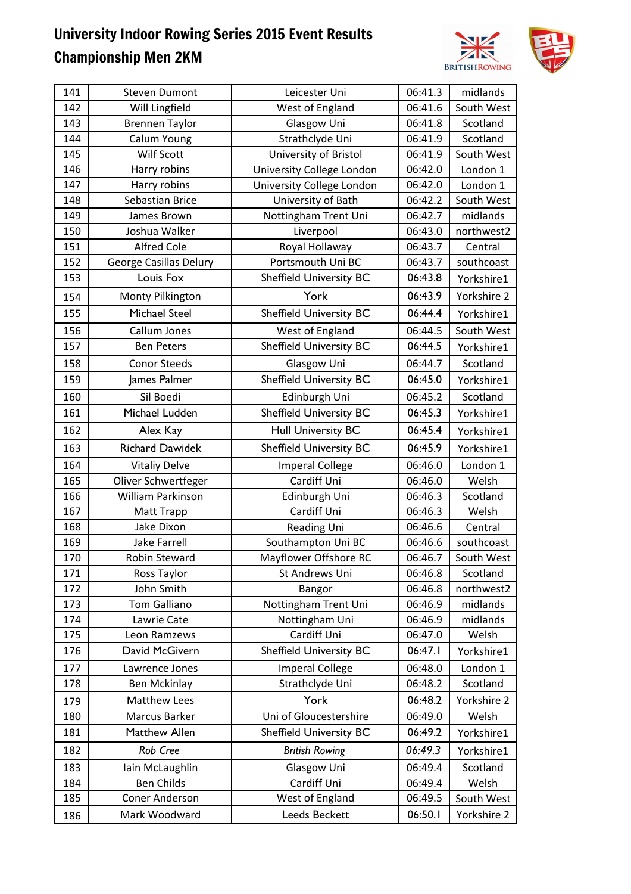# University Indoor Rowing Series 2015 Event Results

## Championship Men 2KM

| | | | | |
|---|---|---|---|---|
| 141 | Steven Dumont | Leicester Uni | 06:41.3 | midlands |
| 142 | Will Lingfield | West of England | 06:41.6 | South West |
| 143 | Brennen Taylor | Glasgow Uni | 06:41.8 | Scotland |
| 144 | Calum Young | Strathclyde Uni | 06:41.9 | Scotland |
| 145 | Wilf Scott | University of Bristol | 06:41.9 | South West |
| 146 | Harry robins | University College London | 06:42.0 | London 1 |
| 147 | Harry robins | University College London | 06:42.0 | London 1 |
| 148 | Sebastian Brice | University of Bath | 06:42.2 | South West |
| 149 | James Brown | Nottingham Trent Uni | 06:42.7 | midlands |
| 150 | Joshua Walker | Liverpool | 06:43.0 | northwest2 |
| 151 | Alfred Cole | Royal Hollaway | 06:43.7 | Central |
| 152 | George Casillas Delury | Portsmouth Uni BC | 06:43.7 | southcoast |
| 153 | Louis Fox | Sheffield University BC | 06:43.8 | Yorkshire1 |
| 154 | Monty Pilkington | York | 06:43.9 | Yorkshire 2 |
| 155 | Michael Steel | Sheffield University BC | 06:44.4 | Yorkshire1 |
| 156 | Callum Jones | West of England | 06:44.5 | South West |
| 157 | Ben Peters | Sheffield University BC | 06:44.5 | Yorkshire1 |
| 158 | Conor Steeds | Glasgow Uni | 06:44.7 | Scotland |
| 159 | James Palmer | Sheffield University BC | 06:45.0 | Yorkshire1 |
| 160 | Sil Boedi | Edinburgh Uni | 06:45.2 | Scotland |
| 161 | Michael Ludden | Sheffield University BC | 06:45.3 | Yorkshire1 |
| 162 | Alex Kay | Hull University BC | 06:45.4 | Yorkshire1 |
| 163 | Richard Dawidek | Sheffield University BC | 06:45.9 | Yorkshire1 |
| 164 | Vitaliy Delve | Imperal College | 06:46.0 | London 1 |
| 165 | Oliver Schwertfeger | Cardiff Uni | 06:46.0 | Welsh |
| 166 | William Parkinson | Edinburgh Uni | 06:46.3 | Scotland |
| 167 | Matt Trapp | Cardiff Uni | 06:46.3 | Welsh |
| 168 | Jake Dixon | Reading Uni | 06:46.6 | Central |
| 169 | Jake Farrell | Southampton Uni BC | 06:46.6 | southcoast |
| 170 | Robin Steward | Mayflower Offshore RC | 06:46.7 | South West |
| 171 | Ross Taylor | St Andrews Uni | 06:46.8 | Scotland |
| 172 | John Smith | Bangor | 06:46.8 | northwest2 |
| 173 | Tom Galliano | Nottingham Trent Uni | 06:46.9 | midlands |
| 174 | Lawrie Cate | Nottingham Uni | 06:46.9 | midlands |
| 175 | Leon Ramzews | Cardiff Uni | 06:47.0 | Welsh |
| 176 | David McGivern | Sheffield University BC | 06:47.1 | Yorkshire1 |
| 177 | Lawrence Jones | Imperial College | 06:48.0 | London 1 |
| 178 | Ben Mckinlay | Strathclyde Uni | 06:48.2 | Scotland |
| 179 | Matthew Lees | York | 06:48.2 | Yorkshire 2 |
| 180 | Marcus Barker | Uni of Gloucestershire | 06:49.0 | Welsh |
| 181 | Matthew Allen | Sheffield University BC | 06:49.2 | Yorkshire1 |
| 182 | *Rob Cree* | *British Rowing* | *06:49.3* | Yorkshire1 |
| 183 | Iain McLaughlin | Glasgow Uni | 06:49.4 | Scotland |
| 184 | Ben Childs | Cardiff Uni | 06:49.4 | Welsh |
| 185 | Coner Anderson | West of England | 06:49.5 | South West |
| 186 | Mark Woodward | Leeds Beckett | 06:50.1 | Yorkshire 2 |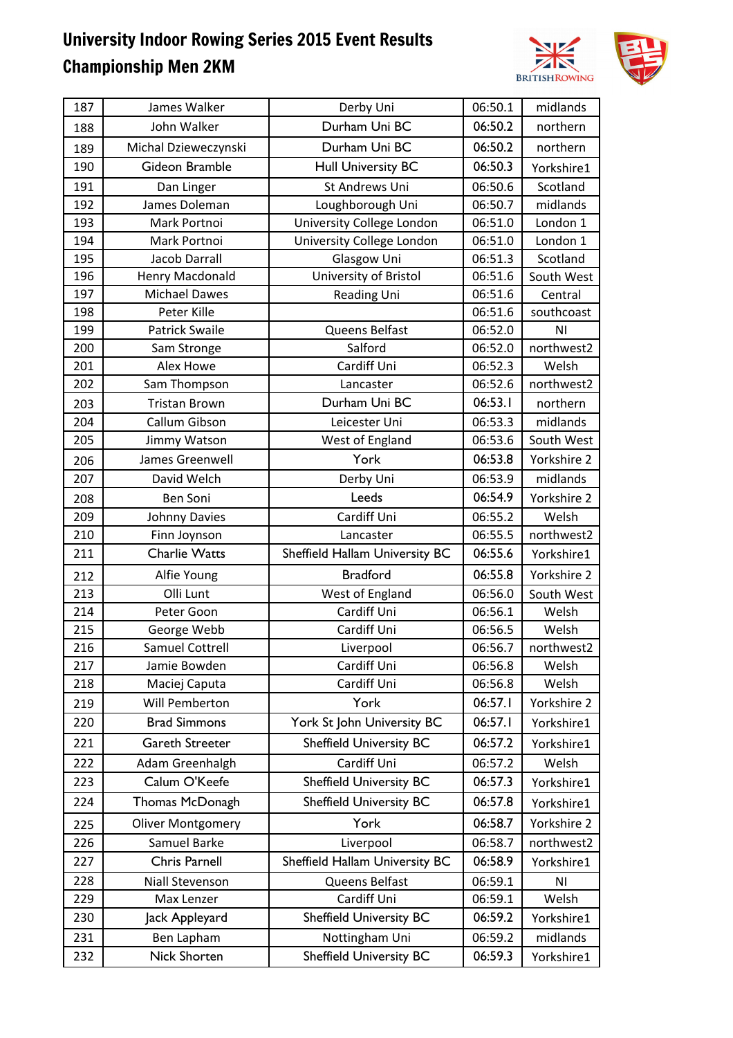# University Indoor Rowing Series 2015 Event Results

## Championship Men 2KM

| | | | | |
|---|---|---|---|---|
| 187 | James Walker | Derby Uni | 06:50.1 | midlands |
| 188 | John Walker | Durham Uni BC | 06:50.2 | northern |
| 189 | Michal Dzieweczynski | Durham Uni BC | 06:50.2 | northern |
| 190 | Gideon Bramble | Hull University BC | 06:50.3 | Yorkshire1 |
| 191 | Dan Linger | St Andrews Uni | 06:50.6 | Scotland |
| 192 | James Doleman | Loughborough Uni | 06:50.7 | midlands |
| 193 | Mark Portnoi | University College London | 06:51.0 | London 1 |
| 194 | Mark Portnoi | University College London | 06:51.0 | London 1 |
| 195 | Jacob Darrall | Glasgow Uni | 06:51.3 | Scotland |
| 196 | Henry Macdonald | University of Bristol | 06:51.6 | South West |
| 197 | Michael Dawes | Reading Uni | 06:51.6 | Central |
| 198 | Peter Kille | | 06:51.6 | southcoast |
| 199 | Patrick Swaile | Queens Belfast | 06:52.0 | NI |
| 200 | Sam Stronge | Salford | 06:52.0 | northwest2 |
| 201 | Alex Howe | Cardiff Uni | 06:52.3 | Welsh |
| 202 | Sam Thompson | Lancaster | 06:52.6 | northwest2 |
| 203 | Tristan Brown | Durham Uni BC | 06:53.1 | northern |
| 204 | Callum Gibson | Leicester Uni | 06:53.3 | midlands |
| 205 | Jimmy Watson | West of England | 06:53.6 | South West |
| 206 | James Greenwell | York | 06:53.8 | Yorkshire 2 |
| 207 | David Welch | Derby Uni | 06:53.9 | midlands |
| 208 | Ben Soni | Leeds | 06:54.9 | Yorkshire 2 |
| 209 | Johnny Davies | Cardiff Uni | 06:55.2 | Welsh |
| 210 | Finn Joynson | Lancaster | 06:55.5 | northwest2 |
| 211 | Charlie Watts | Sheffield Hallam University BC | 06:55.6 | Yorkshire1 |
| 212 | Alfie Young | Bradford | 06:55.8 | Yorkshire 2 |
| 213 | Olli Lunt | West of England | 06:56.0 | South West |
| 214 | Peter Goon | Cardiff Uni | 06:56.1 | Welsh |
| 215 | George Webb | Cardiff Uni | 06:56.5 | Welsh |
| 216 | Samuel Cottrell | Liverpool | 06:56.7 | northwest2 |
| 217 | Jamie Bowden | Cardiff Uni | 06:56.8 | Welsh |
| 218 | Maciej Caputa | Cardiff Uni | 06:56.8 | Welsh |
| 219 | Will Pemberton | York | 06:57.1 | Yorkshire 2 |
| 220 | Brad Simmons | York St John University BC | 06:57.1 | Yorkshire1 |
| 221 | Gareth Streeter | Sheffield University BC | 06:57.2 | Yorkshire1 |
| 222 | Adam Greenhalgh | Cardiff Uni | 06:57.2 | Welsh |
| 223 | Calum O'Keefe | Sheffield University BC | 06:57.3 | Yorkshire1 |
| 224 | Thomas McDonagh | Sheffield University BC | 06:57.8 | Yorkshire1 |
| 225 | Oliver Montgomery | York | 06:58.7 | Yorkshire 2 |
| 226 | Samuel Barke | Liverpool | 06:58.7 | northwest2 |
| 227 | Chris Parnell | Sheffield Hallam University BC | 06:58.9 | Yorkshire1 |
| 228 | Niall Stevenson | Queens Belfast | 06:59.1 | NI |
| 229 | Max Lenzer | Cardiff Uni | 06:59.1 | Welsh |
| 230 | Jack Appleyard | Sheffield University BC | 06:59.2 | Yorkshire1 |
| 231 | Ben Lapham | Nottingham Uni | 06:59.2 | midlands |
| 232 | Nick Shorten | Sheffield University BC | 06:59.3 | Yorkshire1 |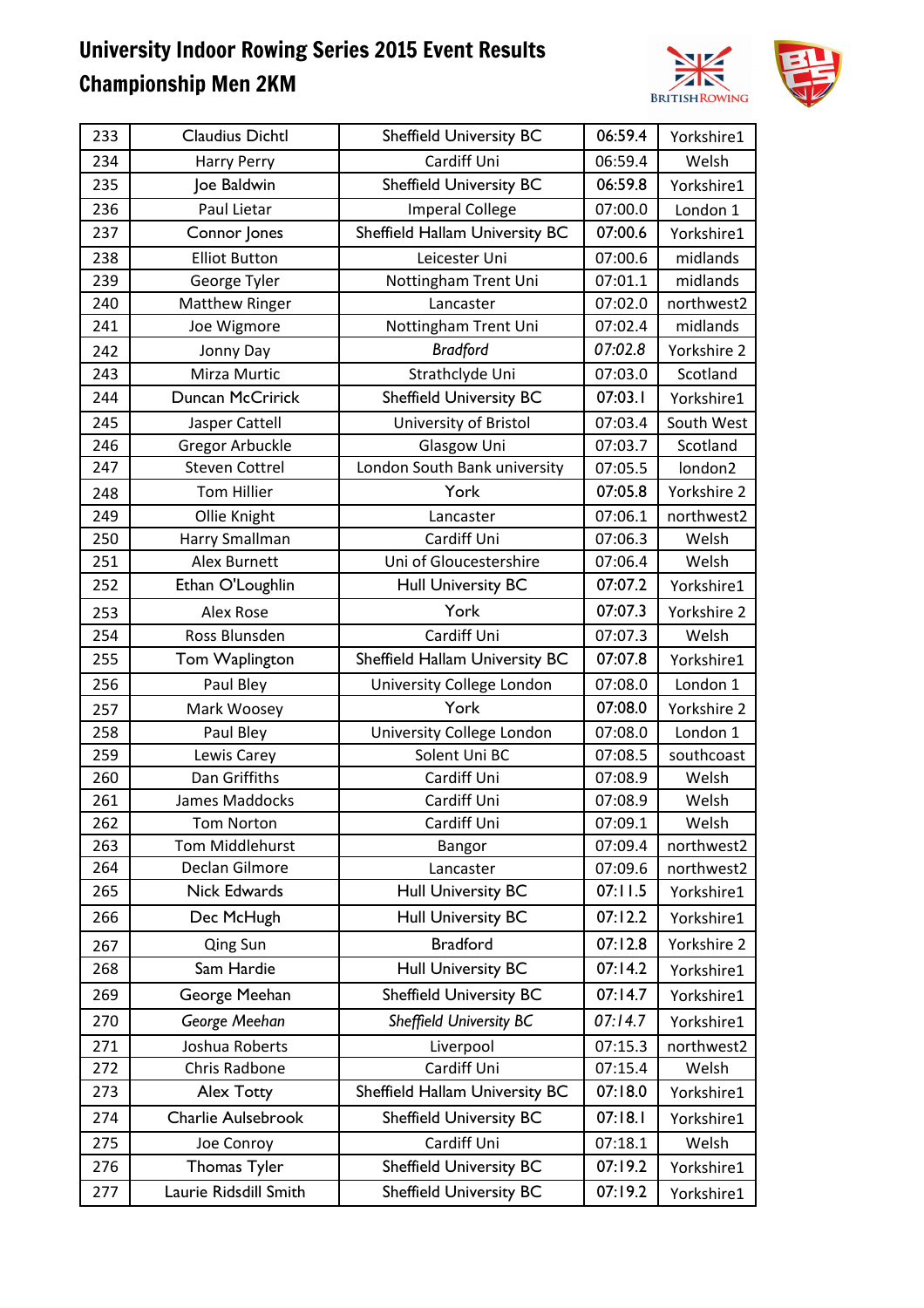# University Indoor Rowing Series 2015 Event Results
# Championship Men 2KM

| | | | | |
|---|---|---|---|---|
| 233 | Claudius Dichtl | Sheffield University BC | 06:59.4 | Yorkshire1 |
| 234 | Harry Perry | Cardiff Uni | 06:59.4 | Welsh |
| 235 | Joe Baldwin | Sheffield University BC | 06:59.8 | Yorkshire1 |
| 236 | Paul Lietar | Imperal College | 07:00.0 | London 1 |
| 237 | Connor Jones | Sheffield Hallam University BC | 07:00.6 | Yorkshire1 |
| 238 | Elliot Button | Leicester Uni | 07:00.6 | midlands |
| 239 | George Tyler | Nottingham Trent Uni | 07:01.1 | midlands |
| 240 | Matthew Ringer | Lancaster | 07:02.0 | northwest2 |
| 241 | Joe Wigmore | Nottingham Trent Uni | 07:02.4 | midlands |
| 242 | Jonny Day | *Bradford* | *07:02.8* | Yorkshire 2 |
| 243 | Mirza Murtic | Strathclyde Uni | 07:03.0 | Scotland |
| 244 | Duncan McCririck | Sheffield University BC | 07:03.1 | Yorkshire1 |
| 245 | Jasper Cattell | University of Bristol | 07:03.4 | South West |
| 246 | Gregor Arbuckle | Glasgow Uni | 07:03.7 | Scotland |
| 247 | Steven Cottrel | London South Bank university | 07:05.5 | london2 |
| 248 | Tom Hillier | York | 07:05.8 | Yorkshire 2 |
| 249 | Ollie Knight | Lancaster | 07:06.1 | northwest2 |
| 250 | Harry Smallman | Cardiff Uni | 07:06.3 | Welsh |
| 251 | Alex Burnett | Uni of Gloucestershire | 07:06.4 | Welsh |
| 252 | Ethan O'Loughlin | Hull University BC | 07:07.2 | Yorkshire1 |
| 253 | Alex Rose | York | 07:07.3 | Yorkshire 2 |
| 254 | Ross Blunsden | Cardiff Uni | 07:07.3 | Welsh |
| 255 | Tom Waplington | Sheffield Hallam University BC | 07:07.8 | Yorkshire1 |
| 256 | Paul Bley | University College London | 07:08.0 | London 1 |
| 257 | Mark Woosey | York | 07:08.0 | Yorkshire 2 |
| 258 | Paul Bley | University College London | 07:08.0 | London 1 |
| 259 | Lewis Carey | Solent Uni BC | 07:08.5 | southcoast |
| 260 | Dan Griffiths | Cardiff Uni | 07:08.9 | Welsh |
| 261 | James Maddocks | Cardiff Uni | 07:08.9 | Welsh |
| 262 | Tom Norton | Cardiff Uni | 07:09.1 | Welsh |
| 263 | Tom Middlehurst | Bangor | 07:09.4 | northwest2 |
| 264 | Declan Gilmore | Lancaster | 07:09.6 | northwest2 |
| 265 | Nick Edwards | Hull University BC | 07:11.5 | Yorkshire1 |
| 266 | Dec McHugh | Hull University BC | 07:12.2 | Yorkshire1 |
| 267 | Qing Sun | Bradford | 07:12.8 | Yorkshire 2 |
| 268 | Sam Hardie | Hull University BC | 07:14.2 | Yorkshire1 |
| 269 | George Meehan | Sheffield University BC | 07:14.7 | Yorkshire1 |
| 270 | *George Meehan* | *Sheffield University BC* | *07:14.7* | Yorkshire1 |
| 271 | Joshua Roberts | Liverpool | 07:15.3 | northwest2 |
| 272 | Chris Radbone | Cardiff Uni | 07:15.4 | Welsh |
| 273 | Alex Totty | Sheffield Hallam University BC | 07:18.0 | Yorkshire1 |
| 274 | Charlie Aulsebrook | Sheffield University BC | 07:18.1 | Yorkshire1 |
| 275 | Joe Conroy | Cardiff Uni | 07:18.1 | Welsh |
| 276 | Thomas Tyler | Sheffield University BC | 07:19.2 | Yorkshire1 |
| 277 | Laurie Ridsdill Smith | Sheffield University BC | 07:19.2 | Yorkshire1 |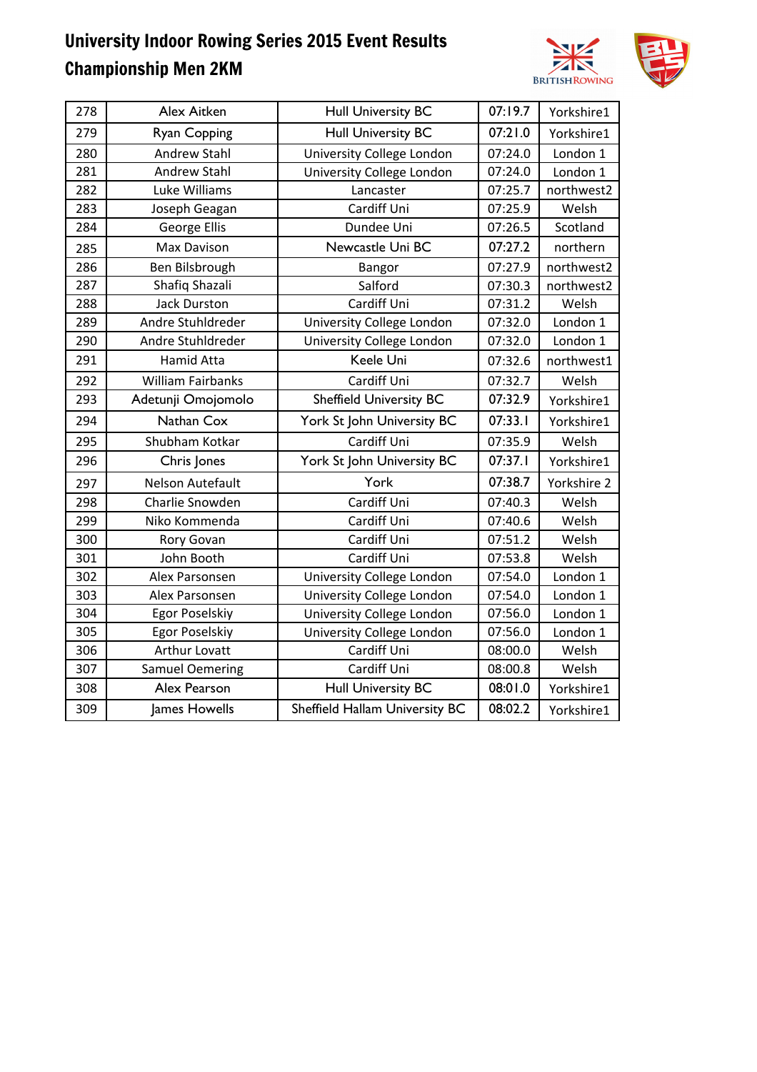# University Indoor Rowing Series 2015 Event Results

## Championship Men 2KM

| | | | | |
|---|---|---|---|---|
| 278 | Alex Aitken | Hull University BC | 07:19.7 | Yorkshire1 |
| 279 | Ryan Copping | Hull University BC | 07:21.0 | Yorkshire1 |
| 280 | Andrew Stahl | University College London | 07:24.0 | London 1 |
| 281 | Andrew Stahl | University College London | 07:24.0 | London 1 |
| 282 | Luke Williams | Lancaster | 07:25.7 | northwest2 |
| 283 | Joseph Geagan | Cardiff Uni | 07:25.9 | Welsh |
| 284 | George Ellis | Dundee Uni | 07:26.5 | Scotland |
| 285 | Max Davison | Newcastle Uni BC | 07:27.2 | northern |
| 286 | Ben Bilsbrough | Bangor | 07:27.9 | northwest2 |
| 287 | Shafiq Shazali | Salford | 07:30.3 | northwest2 |
| 288 | Jack Durston | Cardiff Uni | 07:31.2 | Welsh |
| 289 | Andre Stuhldreder | University College London | 07:32.0 | London 1 |
| 290 | Andre Stuhldreder | University College London | 07:32.0 | London 1 |
| 291 | Hamid Atta | Keele Uni | 07:32.6 | northwest1 |
| 292 | William Fairbanks | Cardiff Uni | 07:32.7 | Welsh |
| 293 | Adetunji Omojomolo | Sheffield University BC | 07:32.9 | Yorkshire1 |
| 294 | Nathan Cox | York St John University BC | 07:33.1 | Yorkshire1 |
| 295 | Shubham Kotkar | Cardiff Uni | 07:35.9 | Welsh |
| 296 | Chris Jones | York St John University BC | 07:37.1 | Yorkshire1 |
| 297 | Nelson Autefault | York | 07:38.7 | Yorkshire 2 |
| 298 | Charlie Snowden | Cardiff Uni | 07:40.3 | Welsh |
| 299 | Niko Kommenda | Cardiff Uni | 07:40.6 | Welsh |
| 300 | Rory Govan | Cardiff Uni | 07:51.2 | Welsh |
| 301 | John Booth | Cardiff Uni | 07:53.8 | Welsh |
| 302 | Alex Parsonsen | University College London | 07:54.0 | London 1 |
| 303 | Alex Parsonsen | University College London | 07:54.0 | London 1 |
| 304 | Egor Poselskiy | University College London | 07:56.0 | London 1 |
| 305 | Egor Poselskiy | University College London | 07:56.0 | London 1 |
| 306 | Arthur Lovatt | Cardiff Uni | 08:00.0 | Welsh |
| 307 | Samuel Oemering | Cardiff Uni | 08:00.8 | Welsh |
| 308 | Alex Pearson | Hull University BC | 08:01.0 | Yorkshire1 |
| 309 | James Howells | Sheffield Hallam University BC | 08:02.2 | Yorkshire1 |